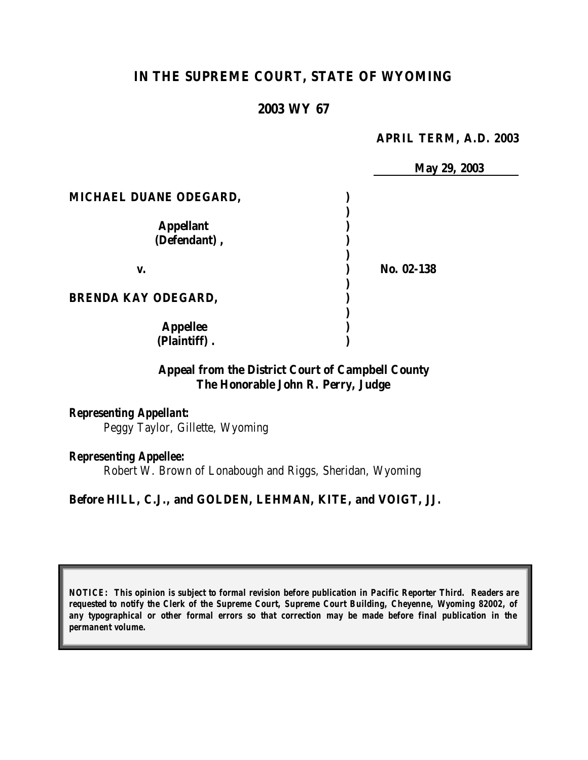# IN THE SUPREME COURT, STATE OF WYOMING

## 2003 WY 67

**APRIL TERM, A.D. 2003**

**May 29, 2003**

| | | |
|---|---|---|
| **MICHAEL DUANE ODEGARD,** | ) | |
| | ) | |
| **Appellant (Defendant),** | ) | |
| | ) | |
| **v.** | ) | **No. 02-138** |
| | ) | |
| **BRENDA KAY ODEGARD,** | ) | |
| | ) | |
| **Appellee (Plaintiff).** | ) | |

**Appeal from the District Court of Campbell County**
**The Honorable John R. Perry, Judge**

***Representing Appellant:***
*Peggy Taylor, Gillette, Wyoming*

***Representing Appellee:***
*Robert W. Brown of Lonabough and Riggs, Sheridan, Wyoming*

**Before HILL, C.J., and GOLDEN, LEHMAN, KITE, and VOIGT, JJ.**

***NOTICE: This opinion is subject to formal revision before publication in Pacific Reporter Third. Readers are requested to notify the Clerk of the Supreme Court, Supreme Court Building, Cheyenne, Wyoming 82002, of any typographical or other formal errors so that correction may be made before final publication in the permanent volume.***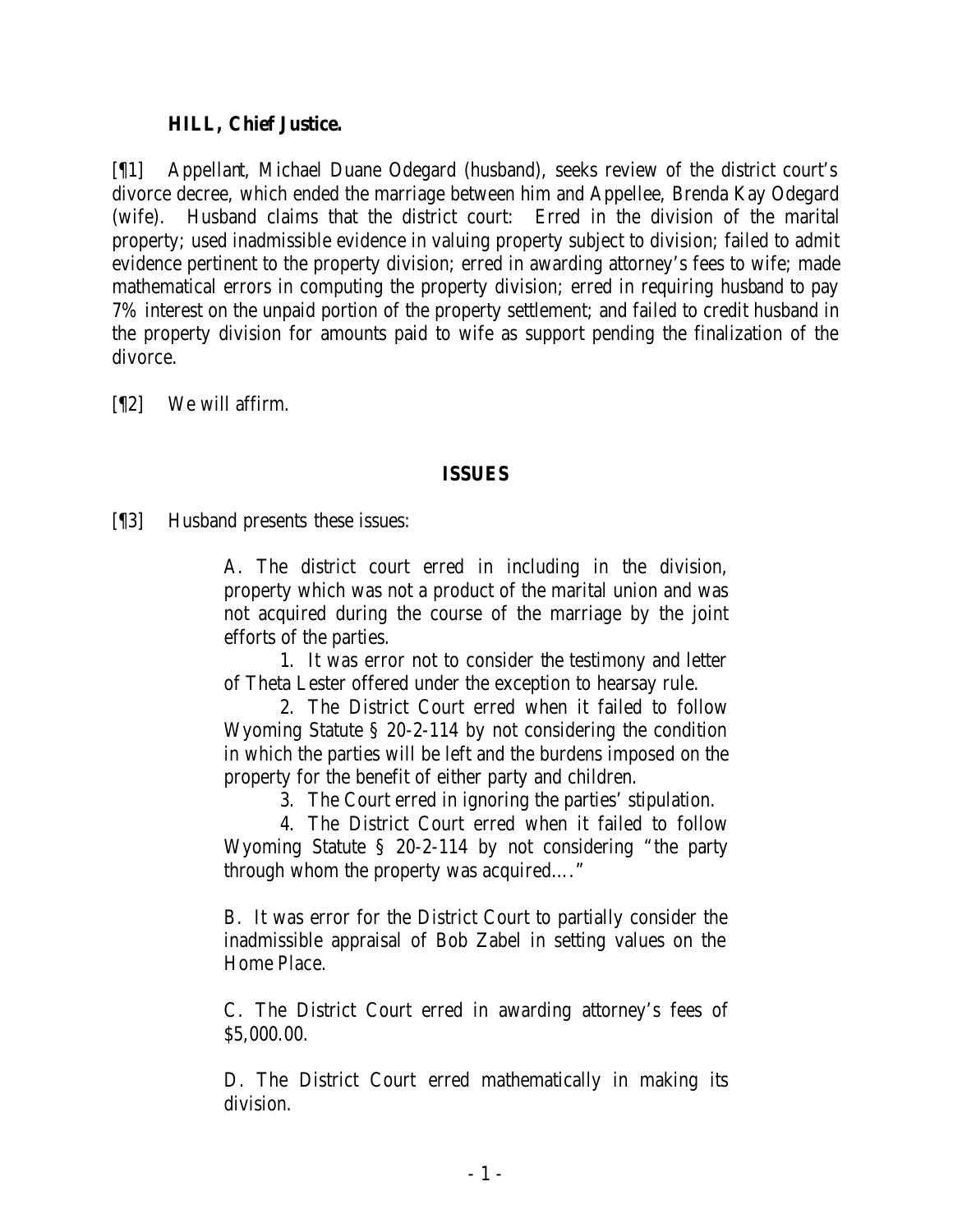**HILL, Chief Justice.**

[¶1] Appellant, Michael Duane Odegard (husband), seeks review of the district court's divorce decree, which ended the marriage between him and Appellee, Brenda Kay Odegard (wife). Husband claims that the district court: Erred in the division of the marital property; used inadmissible evidence in valuing property subject to division; failed to admit evidence pertinent to the property division; erred in awarding attorney's fees to wife; made mathematical errors in computing the property division; erred in requiring husband to pay 7% interest on the unpaid portion of the property settlement; and failed to credit husband in the property division for amounts paid to wife as support pending the finalization of the divorce.

[¶2] We will affirm.

## ISSUES

[¶3] Husband presents these issues:

> A. The district court erred in including in the division, property which was not a product of the marital union and was not acquired during the course of the marriage by the joint efforts of the parties.
>
> 1. It was error not to consider the testimony and letter of Theta Lester offered under the exception to hearsay rule.
>
> 2. The District Court erred when it failed to follow Wyoming Statute § 20-2-114 by not considering the condition in which the parties will be left and the burdens imposed on the property for the benefit of either party and children.
>
> 3. The Court erred in ignoring the parties' stipulation.
>
> 4. The District Court erred when it failed to follow Wyoming Statute § 20-2-114 by not considering "the party through whom the property was acquired…."
>
> B. It was error for the District Court to partially consider the inadmissible appraisal of Bob Zabel in setting values on the Home Place.
>
> C. The District Court erred in awarding attorney's fees of $5,000.00.
>
> D. The District Court erred mathematically in making its division.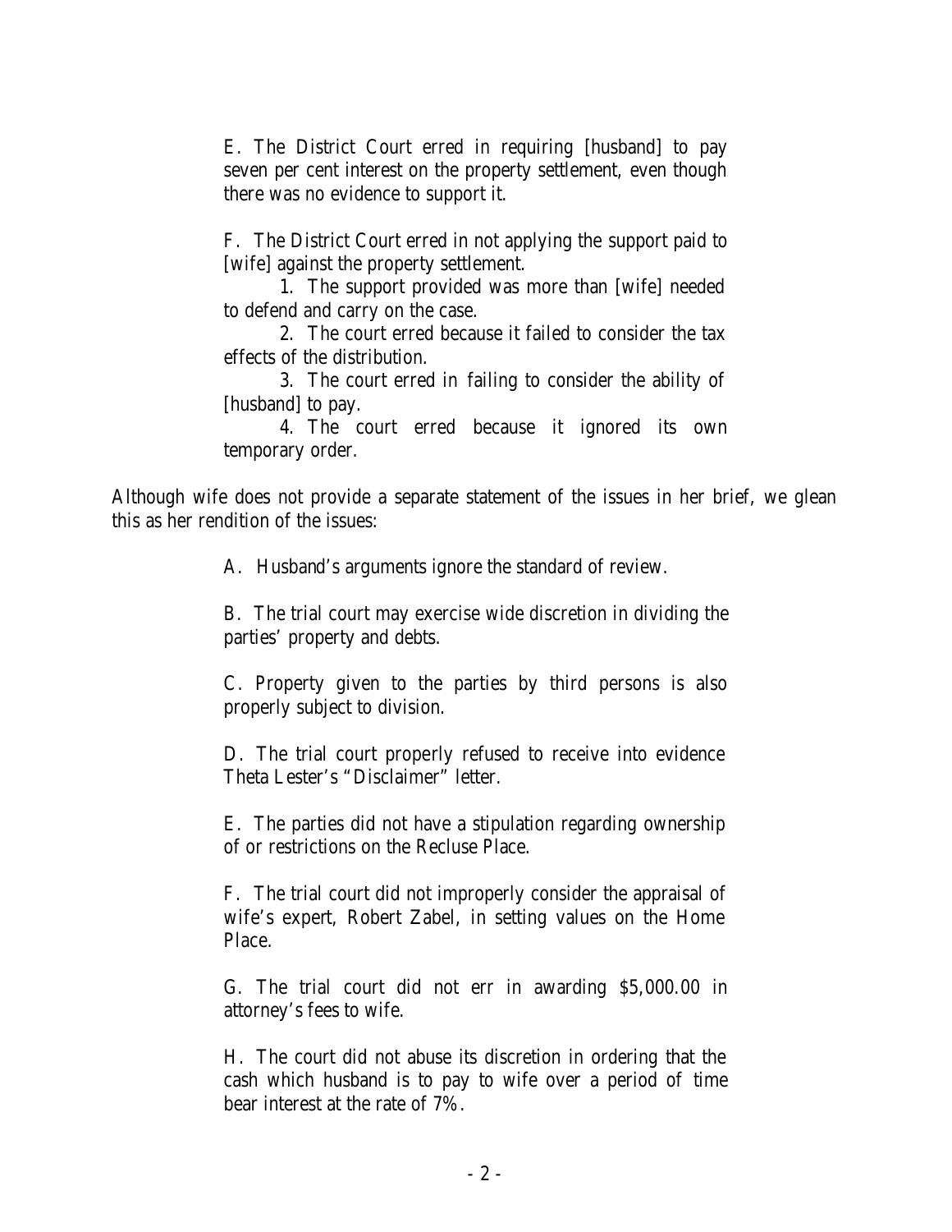E. The District Court erred in requiring [husband] to pay seven per cent interest on the property settlement, even though there was no evidence to support it.

F. The District Court erred in not applying the support paid to [wife] against the property settlement.

1. The support provided was more than [wife] needed to defend and carry on the case.

2. The court erred because it failed to consider the tax effects of the distribution.

3. The court erred in failing to consider the ability of [husband] to pay.

4. The court erred because it ignored its own temporary order.

Although wife does not provide a separate statement of the issues in her brief, we glean this as her rendition of the issues:

A. Husband's arguments ignore the standard of review.

B. The trial court may exercise wide discretion in dividing the parties' property and debts.

C. Property given to the parties by third persons is also properly subject to division.

D. The trial court properly refused to receive into evidence Theta Lester's "Disclaimer" letter.

E. The parties did not have a stipulation regarding ownership of or restrictions on the Recluse Place.

F. The trial court did not improperly consider the appraisal of wife's expert, Robert Zabel, in setting values on the Home Place.

G. The trial court did not err in awarding $5,000.00 in attorney's fees to wife.

H. The court did not abuse its discretion in ordering that the cash which husband is to pay to wife over a period of time bear interest at the rate of 7%.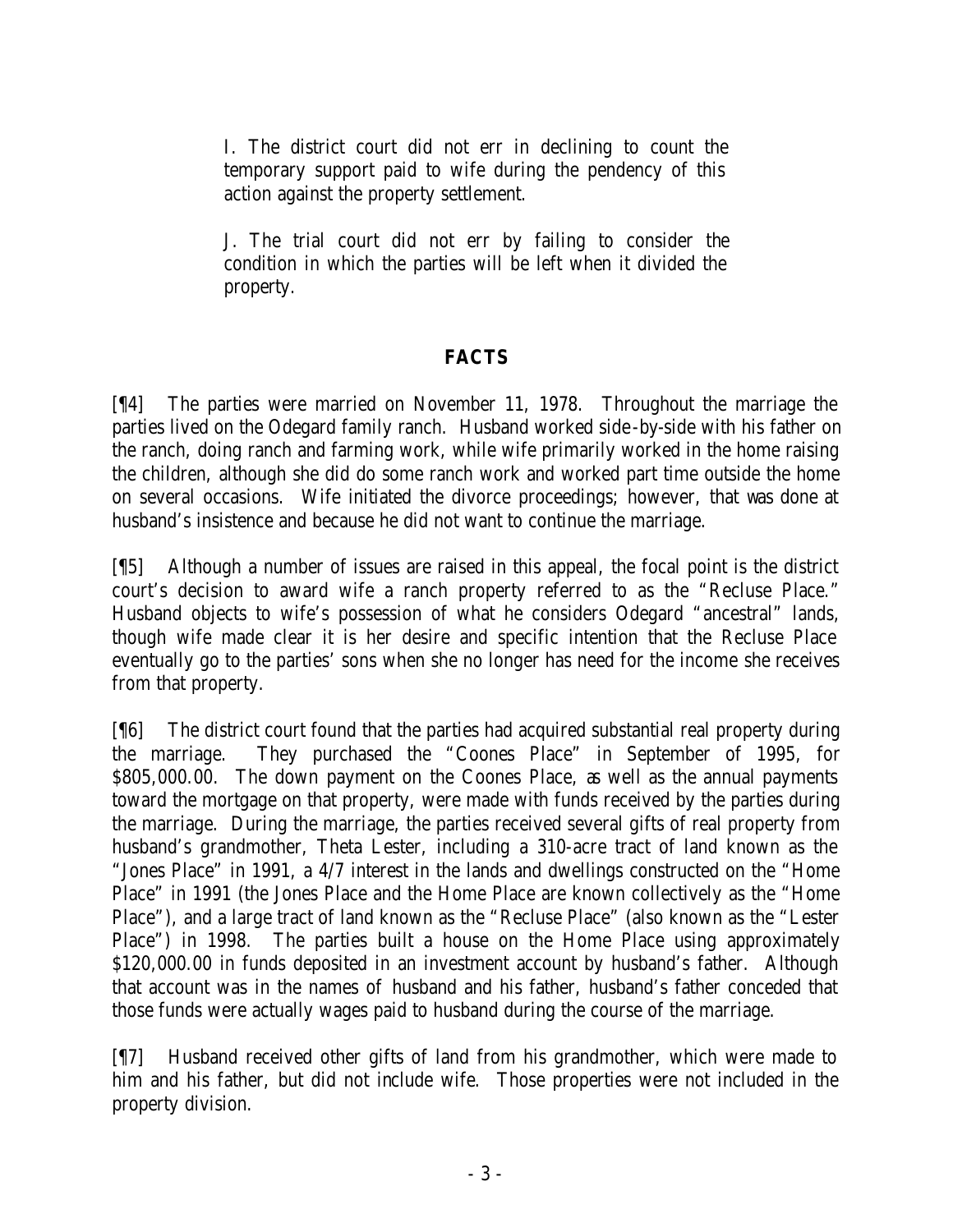I. The district court did not err in declining to count the temporary support paid to wife during the pendency of this action against the property settlement.

J. The trial court did not err by failing to consider the condition in which the parties will be left when it divided the property.

## FACTS

[¶4] The parties were married on November 11, 1978. Throughout the marriage the parties lived on the Odegard family ranch. Husband worked side-by-side with his father on the ranch, doing ranch and farming work, while wife primarily worked in the home raising the children, although she did do some ranch work and worked part time outside the home on several occasions. Wife initiated the divorce proceedings; however, that was done at husband's insistence and because he did not want to continue the marriage.

[¶5] Although a number of issues are raised in this appeal, the focal point is the district court's decision to award wife a ranch property referred to as the "Recluse Place." Husband objects to wife's possession of what he considers Odegard "ancestral" lands, though wife made clear it is her desire and specific intention that the Recluse Place eventually go to the parties' sons when she no longer has need for the income she receives from that property.

[¶6] The district court found that the parties had acquired substantial real property during the marriage. They purchased the "Coones Place" in September of 1995, for \$805,000.00. The down payment on the Coones Place, as well as the annual payments toward the mortgage on that property, were made with funds received by the parties during the marriage. During the marriage, the parties received several gifts of real property from husband's grandmother, Theta Lester, including a 310-acre tract of land known as the "Jones Place" in 1991, a 4/7 interest in the lands and dwellings constructed on the "Home Place" in 1991 (the Jones Place and the Home Place are known collectively as the "Home Place"), and a large tract of land known as the "Recluse Place" (also known as the "Lester Place") in 1998. The parties built a house on the Home Place using approximately \$120,000.00 in funds deposited in an investment account by husband's father. Although that account was in the names of husband and his father, husband's father conceded that those funds were actually wages paid to husband during the course of the marriage.

[¶7] Husband received other gifts of land from his grandmother, which were made to him and his father, but did not include wife. Those properties were not included in the property division.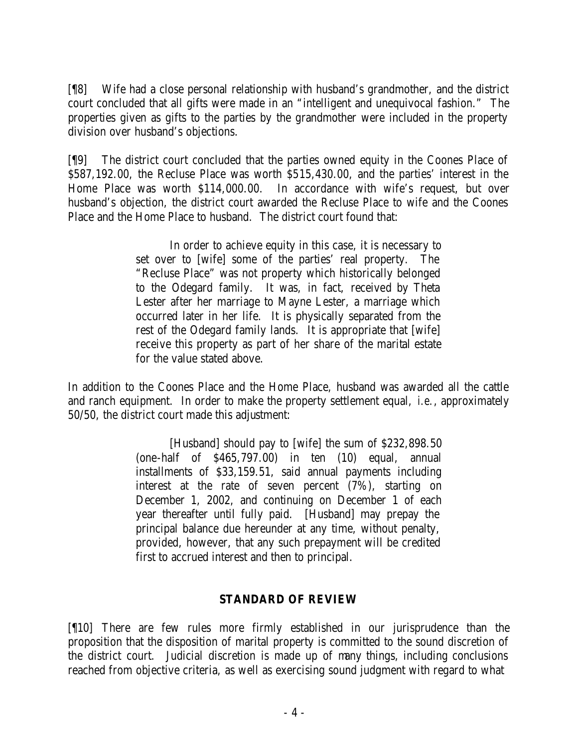[¶8] Wife had a close personal relationship with husband's grandmother, and the district court concluded that all gifts were made in an "intelligent and unequivocal fashion." The properties given as gifts to the parties by the grandmother were included in the property division over husband's objections.

[¶9] The district court concluded that the parties owned equity in the Coones Place of $587,192.00, the Recluse Place was worth $515,430.00, and the parties' interest in the Home Place was worth $114,000.00. In accordance with wife's request, but over husband's objection, the district court awarded the Recluse Place to wife and the Coones Place and the Home Place to husband. The district court found that:

> In order to achieve equity in this case, it is necessary to set over to [wife] some of the parties' real property. The "Recluse Place" was not property which historically belonged to the Odegard family. It was, in fact, received by Theta Lester after her marriage to Mayne Lester, a marriage which occurred later in her life. It is physically separated from the rest of the Odegard family lands. It is appropriate that [wife] receive this property as part of her share of the marital estate for the value stated above.

In addition to the Coones Place and the Home Place, husband was awarded all the cattle and ranch equipment. In order to make the property settlement equal, i.e., approximately 50/50, the district court made this adjustment:

> [Husband] should pay to [wife] the sum of $232,898.50 (one-half of $465,797.00) in ten (10) equal, annual installments of $33,159.51, said annual payments including interest at the rate of seven percent (7%), starting on December 1, 2002, and continuing on December 1 of each year thereafter until fully paid. [Husband] may prepay the principal balance due hereunder at any time, without penalty, provided, however, that any such prepayment will be credited first to accrued interest and then to principal.

## STANDARD OF REVIEW

[¶10] There are few rules more firmly established in our jurisprudence than the proposition that the disposition of marital property is committed to the sound discretion of the district court. Judicial discretion is made up of many things, including conclusions reached from objective criteria, as well as exercising sound judgment with regard to what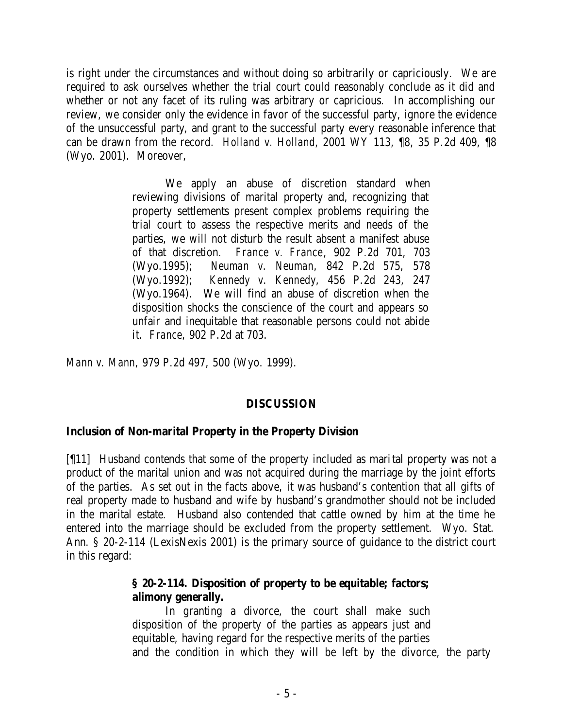is right under the circumstances and without doing so arbitrarily or capriciously. We are required to ask ourselves whether the trial court could reasonably conclude as it did and whether or not any facet of its ruling was arbitrary or capricious. In accomplishing our review, we consider only the evidence in favor of the successful party, ignore the evidence of the unsuccessful party, and grant to the successful party every reasonable inference that can be drawn from the record. *Holland v. Holland*, 2001 WY 113, ¶8, 35 P.2d 409, ¶8 (Wyo. 2001). Moreover,

> We apply an abuse of discretion standard when reviewing divisions of marital property and, recognizing that property settlements present complex problems requiring the trial court to assess the respective merits and needs of the parties, we will not disturb the result absent a manifest abuse of that discretion. *France v. France*, 902 P.2d 701, 703 (Wyo.1995); *Neuman v. Neuman*, 842 P.2d 575, 578 (Wyo.1992); *Kennedy v. Kennedy*, 456 P.2d 243, 247 (Wyo.1964). We will find an abuse of discretion when the disposition shocks the conscience of the court and appears so unfair and inequitable that reasonable persons could not abide it. *France*, 902 P.2d at 703.

*Mann v. Mann*, 979 P.2d 497, 500 (Wyo. 1999).

## DISCUSSION

### Inclusion of Non-marital Property in the Property Division

[¶11] Husband contends that some of the property included as marital property was not a product of the marital union and was not acquired during the marriage by the joint efforts of the parties. As set out in the facts above, it was husband's contention that all gifts of real property made to husband and wife by husband's grandmother should not be included in the marital estate. Husband also contended that cattle owned by him at the time he entered into the marriage should be excluded from the property settlement. Wyo. Stat. Ann. § 20-2-114 (LexisNexis 2001) is the primary source of guidance to the district court in this regard:

> **§ 20-2-114. Disposition of property to be equitable; factors; alimony generally.**
>
> In granting a divorce, the court shall make such disposition of the property of the parties as appears just and equitable, having regard for the respective merits of the parties and the condition in which they will be left by the divorce, the party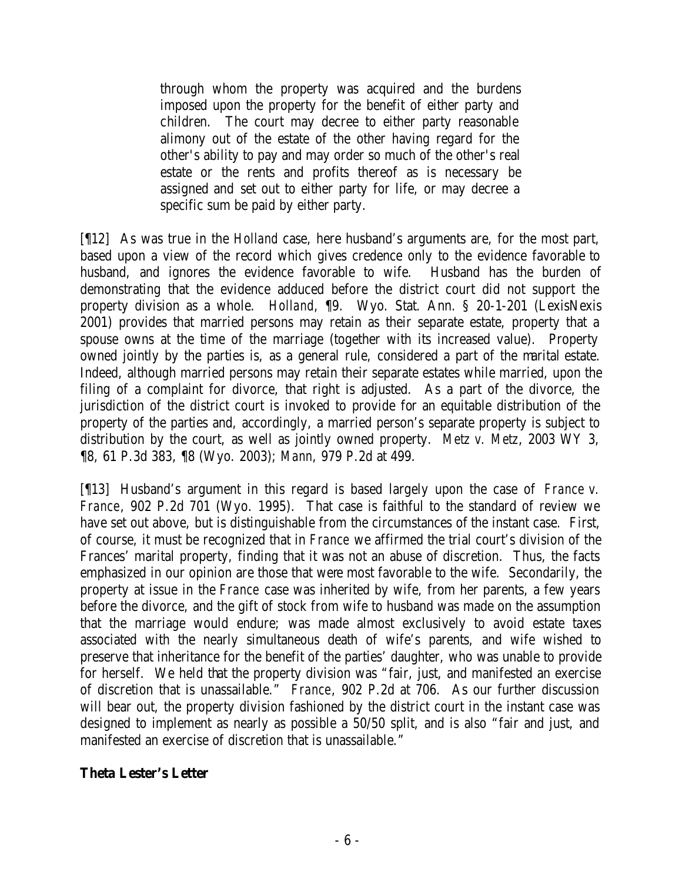> through whom the property was acquired and the burdens imposed upon the property for the benefit of either party and children. The court may decree to either party reasonable alimony out of the estate of the other having regard for the other's ability to pay and may order so much of the other's real estate or the rents and profits thereof as is necessary be assigned and set out to either party for life, or may decree a specific sum be paid by either party.

[¶12] As was true in the *Holland* case, here husband's arguments are, for the most part, based upon a view of the record which gives credence only to the evidence favorable to husband, and ignores the evidence favorable to wife. Husband has the burden of demonstrating that the evidence adduced before the district court did not support the property division as a whole. *Holland*, ¶9. Wyo. Stat. Ann. § 20-1-201 (LexisNexis 2001) provides that married persons may retain as their separate estate, property that a spouse owns at the time of the marriage (together with its increased value). Property owned jointly by the parties is, as a general rule, considered a part of the marital estate. Indeed, although married persons may retain their separate estates while married, upon the filing of a complaint for divorce, that right is adjusted. As a part of the divorce, the jurisdiction of the district court is invoked to provide for an equitable distribution of the property of the parties and, accordingly, a married person's separate property is subject to distribution by the court, as well as jointly owned property. *Metz v. Metz*, 2003 WY 3, ¶8, 61 P.3d 383, ¶8 (Wyo. 2003); *Mann*, 979 P.2d at 499.

[¶13] Husband's argument in this regard is based largely upon the case of *France v. France*, 902 P.2d 701 (Wyo. 1995). That case is faithful to the standard of review we have set out above, but is distinguishable from the circumstances of the instant case. First, of course, it must be recognized that in *France* we affirmed the trial court's division of the Frances' marital property, finding that it was not an abuse of discretion. Thus, the facts emphasized in our opinion are those that were most favorable to the wife. Secondarily, the property at issue in the *France* case was inherited by wife, from her parents, a few years before the divorce, and the gift of stock from wife to husband was made on the assumption that the marriage would endure; was made almost exclusively to avoid estate taxes associated with the nearly simultaneous death of wife's parents, and wife wished to preserve that inheritance for the benefit of the parties' daughter, who was unable to provide for herself. We held that the property division was "fair, just, and manifested an exercise of discretion that is unassailable." *France*, 902 P.2d at 706. As our further discussion will bear out, the property division fashioned by the district court in the instant case was designed to implement as nearly as possible a 50/50 split, and is also "fair and just, and manifested an exercise of discretion that is unassailable."

**Theta Lester's Letter**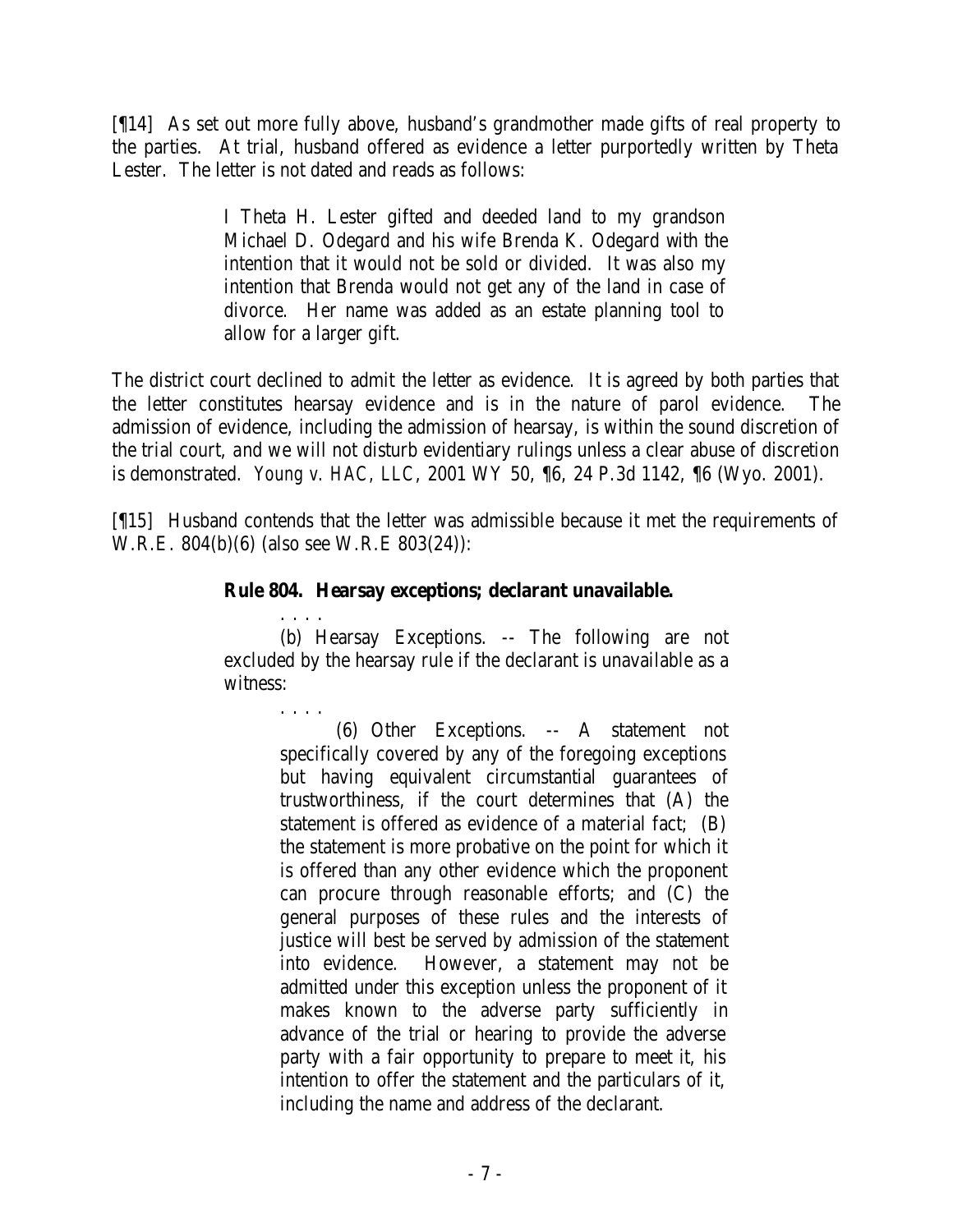[¶14] As set out more fully above, husband's grandmother made gifts of real property to the parties. At trial, husband offered as evidence a letter purportedly written by Theta Lester. The letter is not dated and reads as follows:

> I Theta H. Lester gifted and deeded land to my grandson Michael D. Odegard and his wife Brenda K. Odegard with the intention that it would not be sold or divided. It was also my intention that Brenda would not get any of the land in case of divorce. Her name was added as an estate planning tool to allow for a larger gift.

The district court declined to admit the letter as evidence. It is agreed by both parties that the letter constitutes hearsay evidence and is in the nature of parol evidence. The admission of evidence, including the admission of hearsay, is within the sound discretion of the trial court, and we will not disturb evidentiary rulings unless a clear abuse of discretion is demonstrated. *Young v. HAC, LLC*, 2001 WY 50, ¶6, 24 P.3d 1142, ¶6 (Wyo. 2001).

[¶15] Husband contends that the letter was admissible because it met the requirements of W.R.E. 804(b)(6) (also see W.R.E 803(24)):

> **Rule 804. Hearsay exceptions; declarant unavailable.**
>
> . . . .
>
> (b) Hearsay Exceptions. -- The following are not excluded by the hearsay rule if the declarant is unavailable as a witness:
>
> . . . .
>
> (6) Other Exceptions. -- A statement not specifically covered by any of the foregoing exceptions but having equivalent circumstantial guarantees of trustworthiness, if the court determines that (A) the statement is offered as evidence of a material fact; (B) the statement is more probative on the point for which it is offered than any other evidence which the proponent can procure through reasonable efforts; and (C) the general purposes of these rules and the interests of justice will best be served by admission of the statement into evidence. However, a statement may not be admitted under this exception unless the proponent of it makes known to the adverse party sufficiently in advance of the trial or hearing to provide the adverse party with a fair opportunity to prepare to meet it, his intention to offer the statement and the particulars of it, including the name and address of the declarant.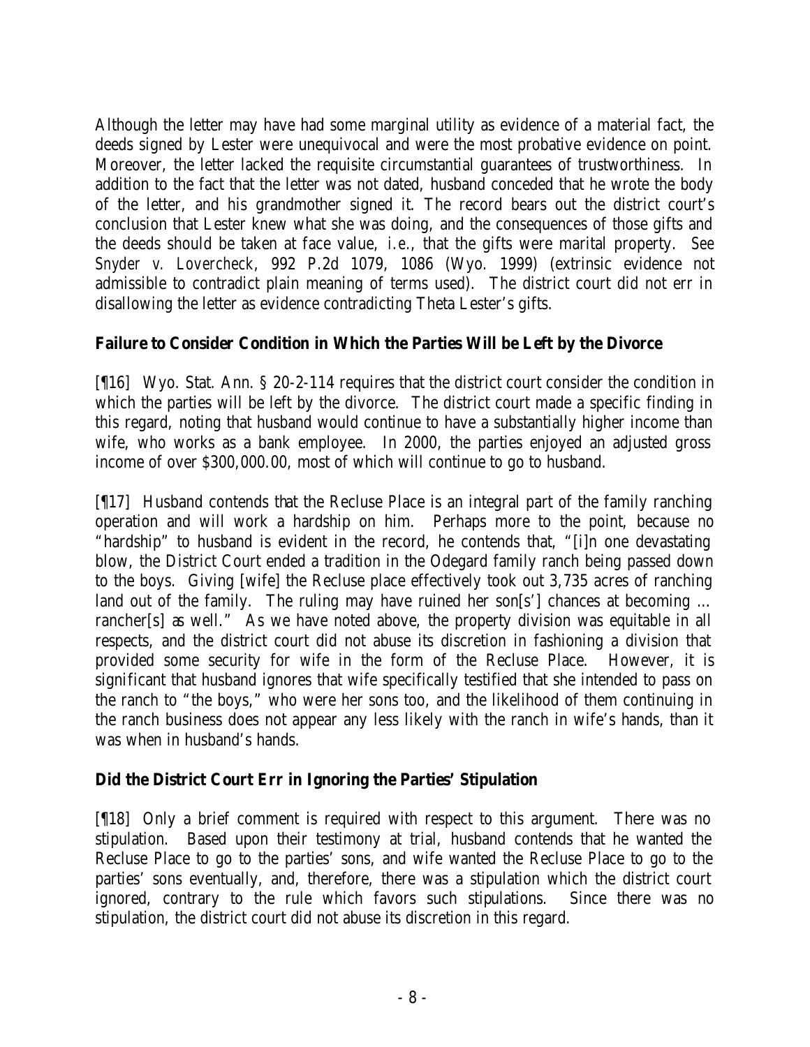Although the letter may have had some marginal utility as evidence of a material fact, the deeds signed by Lester were unequivocal and were the most probative evidence on point. Moreover, the letter lacked the requisite circumstantial guarantees of trustworthiness. In addition to the fact that the letter was not dated, husband conceded that he wrote the body of the letter, and his grandmother signed it. The record bears out the district court's conclusion that Lester knew what she was doing, and the consequences of those gifts and the deeds should be taken at face value, *i.e.*, that the gifts were marital property. *See Snyder v. Lovercheck*, 992 P.2d 1079, 1086 (Wyo. 1999) (extrinsic evidence not admissible to contradict plain meaning of terms used). The district court did not err in disallowing the letter as evidence contradicting Theta Lester's gifts.

### Failure to Consider Condition in Which the Parties Will be Left by the Divorce

[¶16] Wyo. Stat. Ann. § 20-2-114 requires that the district court consider the condition in which the parties will be left by the divorce. The district court made a specific finding in this regard, noting that husband would continue to have a substantially higher income than wife, who works as a bank employee. In 2000, the parties enjoyed an adjusted gross income of over $300,000.00, most of which will continue to go to husband.

[¶17] Husband contends that the Recluse Place is an integral part of the family ranching operation and will work a hardship on him. Perhaps more to the point, because no "hardship" to husband is evident in the record, he contends that, "[i]n one devastating blow, the District Court ended a tradition in the Odegard family ranch being passed down to the boys. Giving [wife] the Recluse place effectively took out 3,735 acres of ranching land out of the family. The ruling may have ruined her son[s'] chances at becoming … rancher[s] as well." As we have noted above, the property division was equitable in all respects, and the district court did not abuse its discretion in fashioning a division that provided some security for wife in the form of the Recluse Place. However, it is significant that husband ignores that wife specifically testified that she intended to pass on the ranch to "the boys," who were her sons too, and the likelihood of them continuing in the ranch business does not appear any less likely with the ranch in wife's hands, than it was when in husband's hands.

### Did the District Court Err in Ignoring the Parties' Stipulation

[¶18] Only a brief comment is required with respect to this argument. There was no stipulation. Based upon their testimony at trial, husband contends that he wanted the Recluse Place to go to the parties' sons, and wife wanted the Recluse Place to go to the parties' sons eventually, and, therefore, there was a stipulation which the district court ignored, contrary to the rule which favors such stipulations. Since there was no stipulation, the district court did not abuse its discretion in this regard.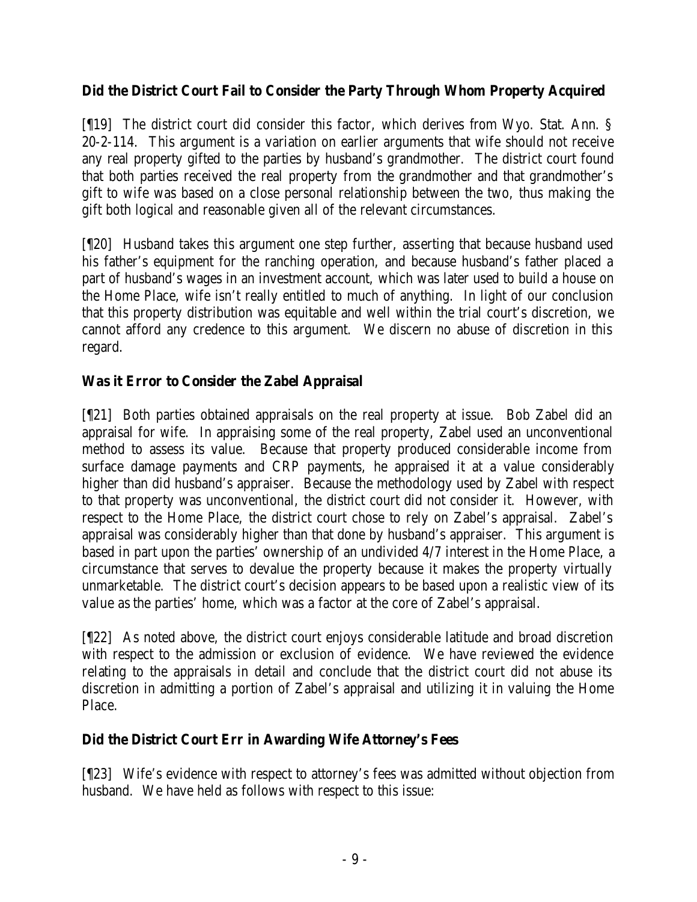### Did the District Court Fail to Consider the Party Through Whom Property Acquired

[¶19] The district court did consider this factor, which derives from Wyo. Stat. Ann. § 20-2-114. This argument is a variation on earlier arguments that wife should not receive any real property gifted to the parties by husband's grandmother. The district court found that both parties received the real property from the grandmother and that grandmother's gift to wife was based on a close personal relationship between the two, thus making the gift both logical and reasonable given all of the relevant circumstances.

[¶20] Husband takes this argument one step further, asserting that because husband used his father's equipment for the ranching operation, and because husband's father placed a part of husband's wages in an investment account, which was later used to build a house on the Home Place, wife isn't really entitled to much of anything. In light of our conclusion that this property distribution was equitable and well within the trial court's discretion, we cannot afford any credence to this argument. We discern no abuse of discretion in this regard.

### Was it Error to Consider the Zabel Appraisal

[¶21] Both parties obtained appraisals on the real property at issue. Bob Zabel did an appraisal for wife. In appraising some of the real property, Zabel used an unconventional method to assess its value. Because that property produced considerable income from surface damage payments and CRP payments, he appraised it at a value considerably higher than did husband's appraiser. Because the methodology used by Zabel with respect to that property was unconventional, the district court did not consider it. However, with respect to the Home Place, the district court chose to rely on Zabel's appraisal. Zabel's appraisal was considerably higher than that done by husband's appraiser. This argument is based in part upon the parties' ownership of an undivided 4/7 interest in the Home Place, a circumstance that serves to devalue the property because it makes the property virtually unmarketable. The district court's decision appears to be based upon a realistic view of its value as the parties' home, which was a factor at the core of Zabel's appraisal.

[¶22] As noted above, the district court enjoys considerable latitude and broad discretion with respect to the admission or exclusion of evidence. We have reviewed the evidence relating to the appraisals in detail and conclude that the district court did not abuse its discretion in admitting a portion of Zabel's appraisal and utilizing it in valuing the Home Place.

### Did the District Court Err in Awarding Wife Attorney's Fees

[¶23] Wife's evidence with respect to attorney's fees was admitted without objection from husband. We have held as follows with respect to this issue: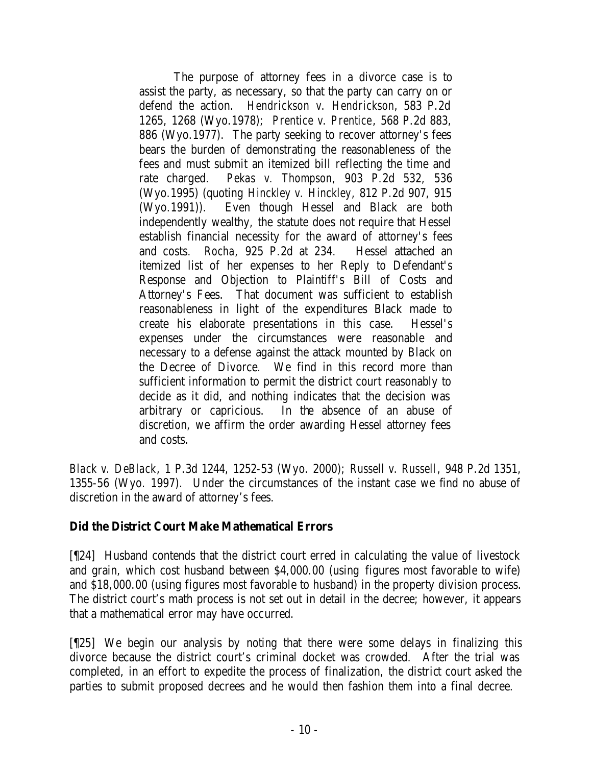> The purpose of attorney fees in a divorce case is to assist the party, as necessary, so that the party can carry on or defend the action. *Hendrickson v. Hendrickson*, 583 P.2d 1265, 1268 (Wyo.1978); *Prentice v. Prentice*, 568 P.2d 883, 886 (Wyo.1977). The party seeking to recover attorney's fees bears the burden of demonstrating the reasonableness of the fees and must submit an itemized bill reflecting the time and rate charged. *Pekas v. Thompson*, 903 P.2d 532, 536 (Wyo.1995) (quoting *Hinckley v. Hinckley*, 812 P.2d 907, 915 (Wyo.1991)). Even though Hessel and Black are both independently wealthy, the statute does not require that Hessel establish financial necessity for the award of attorney's fees and costs. *Rocha*, 925 P.2d at 234. Hessel attached an itemized list of her expenses to her Reply to Defendant's Response and Objection to Plaintiff's Bill of Costs and Attorney's Fees. That document was sufficient to establish reasonableness in light of the expenditures Black made to create his elaborate presentations in this case. Hessel's expenses under the circumstances were reasonable and necessary to a defense against the attack mounted by Black on the Decree of Divorce. We find in this record more than sufficient information to permit the district court reasonably to decide as it did, and nothing indicates that the decision was arbitrary or capricious. In the absence of an abuse of discretion, we affirm the order awarding Hessel attorney fees and costs.

*Black v. DeBlack*, 1 P.3d 1244, 1252-53 (Wyo. 2000); *Russell v. Russell*, 948 P.2d 1351, 1355-56 (Wyo. 1997). Under the circumstances of the instant case we find no abuse of discretion in the award of attorney's fees.

**Did the District Court Make Mathematical Errors**

[¶24] Husband contends that the district court erred in calculating the value of livestock and grain, which cost husband between $4,000.00 (using figures most favorable to wife) and $18,000.00 (using figures most favorable to husband) in the property division process. The district court's math process is not set out in detail in the decree; however, it appears that a mathematical error may have occurred.

[¶25] We begin our analysis by noting that there were some delays in finalizing this divorce because the district court's criminal docket was crowded. After the trial was completed, in an effort to expedite the process of finalization, the district court asked the parties to submit proposed decrees and he would then fashion them into a final decree.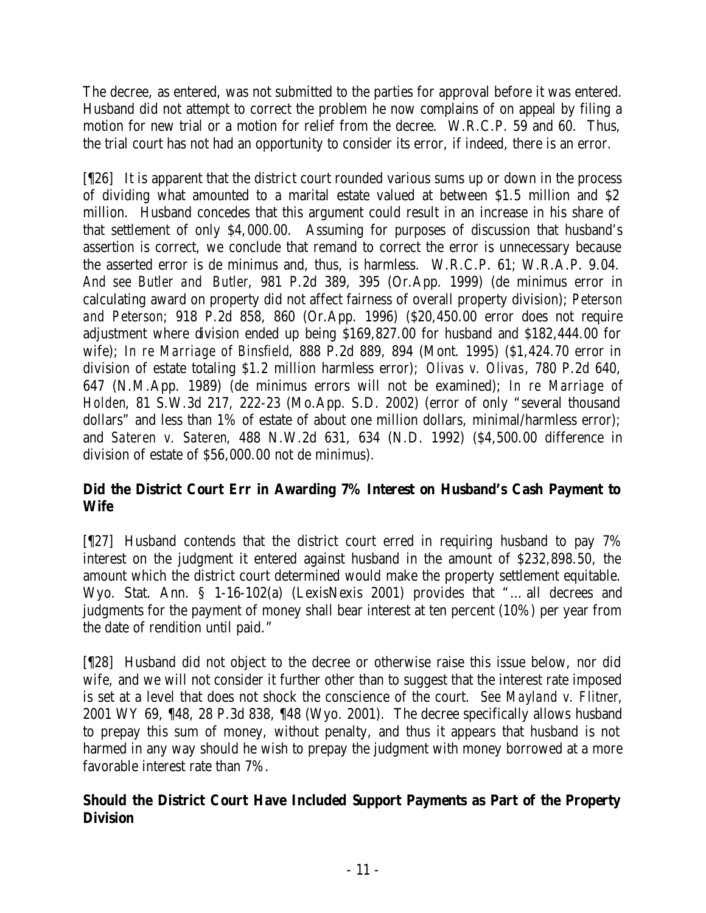The decree, as entered, was not submitted to the parties for approval before it was entered. Husband did not attempt to correct the problem he now complains of on appeal by filing a motion for new trial or a motion for relief from the decree. W.R.C.P. 59 and 60. Thus, the trial court has not had an opportunity to consider its error, if indeed, there is an error.

[¶26] It is apparent that the district court rounded various sums up or down in the process of dividing what amounted to a marital estate valued at between $1.5 million and $2 million. Husband concedes that this argument could result in an increase in his share of that settlement of only $4,000.00. Assuming for purposes of discussion that husband's assertion is correct, we conclude that remand to correct the error is unnecessary because the asserted error is de minimus and, thus, is harmless. W.R.C.P. 61; W.R.A.P. 9.04. *And see Butler and Butler*, 981 P.2d 389, 395 (Or.App. 1999) (de minimus error in calculating award on property did not affect fairness of overall property division); *Peterson and Peterson*; 918 P.2d 858, 860 (Or.App. 1996) ($20,450.00 error does not require adjustment where division ended up being $169,827.00 for husband and $182,444.00 for wife); *In re Marriage of Binsfield*, 888 P.2d 889, 894 (Mont. 1995) ($1,424.70 error in division of estate totaling $1.2 million harmless error); *Olivas v. Olivas*, 780 P.2d 640, 647 (N.M.App. 1989) (de minimus errors will not be examined); *In re Marriage of Holden*, 81 S.W.3d 217, 222-23 (Mo.App. S.D. 2002) (error of only "several thousand dollars" and less than 1% of estate of about one million dollars, minimal/harmless error); and *Sateren v. Sateren*, 488 N.W.2d 631, 634 (N.D. 1992) ($4,500.00 difference in division of estate of $56,000.00 not de minimus).

**Did the District Court Err in Awarding 7% Interest on Husband's Cash Payment to Wife**

[¶27] Husband contends that the district court erred in requiring husband to pay 7% interest on the judgment it entered against husband in the amount of $232,898.50, the amount which the district court determined would make the property settlement equitable. Wyo. Stat. Ann. § 1-16-102(a) (LexisNexis 2001) provides that "… all decrees and judgments for the payment of money shall bear interest at ten percent (10%) per year from the date of rendition until paid."

[¶28] Husband did not object to the decree or otherwise raise this issue below, nor did wife, and we will not consider it further other than to suggest that the interest rate imposed is set at a level that does not shock the conscience of the court. *See Mayland v. Flitner*, 2001 WY 69, ¶48, 28 P.3d 838, ¶48 (Wyo. 2001). The decree specifically allows husband to prepay this sum of money, without penalty, and thus it appears that husband is not harmed in any way should he wish to prepay the judgment with money borrowed at a more favorable interest rate than 7%.

**Should the District Court Have Included Support Payments as Part of the Property Division**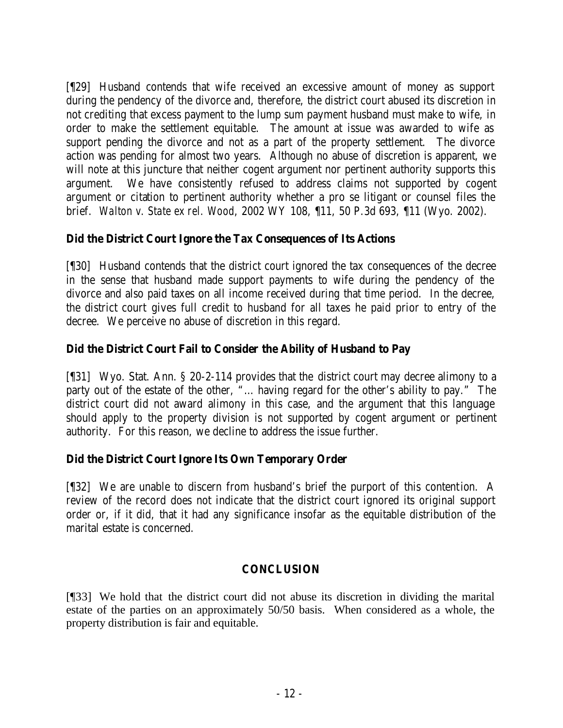[¶29] Husband contends that wife received an excessive amount of money as support during the pendency of the divorce and, therefore, the district court abused its discretion in not crediting that excess payment to the lump sum payment husband must make to wife, in order to make the settlement equitable. The amount at issue was awarded to wife as support pending the divorce and not as a part of the property settlement. The divorce action was pending for almost two years. Although no abuse of discretion is apparent, we will note at this juncture that neither cogent argument nor pertinent authority supports this argument. We have consistently refused to address claims not supported by cogent argument or citation to pertinent authority whether a pro se litigant or counsel files the brief. *Walton v. State ex rel. Wood*, 2002 WY 108, ¶11, 50 P.3d 693, ¶11 (Wyo. 2002).

### Did the District Court Ignore the Tax Consequences of Its Actions

[¶30] Husband contends that the district court ignored the tax consequences of the decree in the sense that husband made support payments to wife during the pendency of the divorce and also paid taxes on all income received during that time period. In the decree, the district court gives full credit to husband for all taxes he paid prior to entry of the decree. We perceive no abuse of discretion in this regard.

### Did the District Court Fail to Consider the Ability of Husband to Pay

[¶31] Wyo. Stat. Ann. § 20-2-114 provides that the district court may decree alimony to a party out of the estate of the other, "… having regard for the other's ability to pay." The district court did not award alimony in this case, and the argument that this language should apply to the property division is not supported by cogent argument or pertinent authority. For this reason, we decline to address the issue further.

### Did the District Court Ignore Its Own Temporary Order

[¶32] We are unable to discern from husband's brief the purport of this contention. A review of the record does not indicate that the district court ignored its original support order or, if it did, that it had any significance insofar as the equitable distribution of the marital estate is concerned.

## CONCLUSION

[¶33] We hold that the district court did not abuse its discretion in dividing the marital estate of the parties on an approximately 50/50 basis. When considered as a whole, the property distribution is fair and equitable.